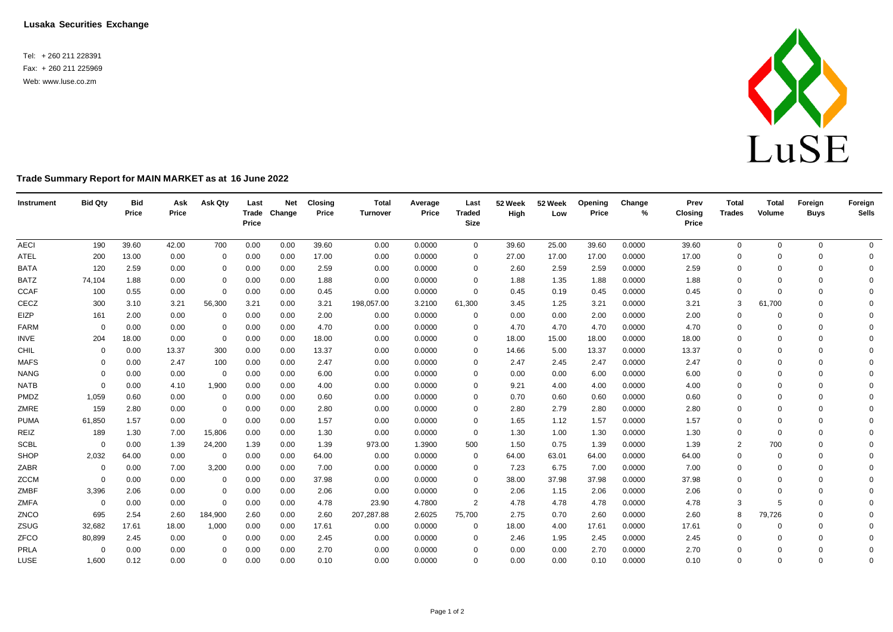**Lusaka Securities Exchange**

Tel: + 260 211 228391
Fax: + 260 211 225969
Web: www.luse.co.zm

## Trade Summary Report for MAIN MARKET as at 16 June 2022

| Instrument | Bid Qty | Bid Price | Ask Price | Ask Qty | Last Trade Price | Net Change | Closing Price | Total Turnover | Average Price | Last Traded Size | 52 Week High | 52 Week Low | Opening Price | Change % | Prev Closing Price | Total Trades | Total Volume | Foreign Buys | Foreign Sells |
|---|---|---|---|---|---|---|---|---|---|---|---|---|---|---|---|---|---|---|---|
| AECI | 190 | 39.60 | 42.00 | 700 | 0.00 | 0.00 | 39.60 | 0.00 | 0.0000 | 0 | 39.60 | 25.00 | 39.60 | 0.0000 | 39.60 | 0 | 0 | 0 | 0 |
| ATEL | 200 | 13.00 | 0.00 | 0 | 0.00 | 0.00 | 17.00 | 0.00 | 0.0000 | 0 | 27.00 | 17.00 | 17.00 | 0.0000 | 17.00 | 0 | 0 | 0 | 0 |
| BATA | 120 | 2.59 | 0.00 | 0 | 0.00 | 0.00 | 2.59 | 0.00 | 0.0000 | 0 | 2.60 | 2.59 | 2.59 | 0.0000 | 2.59 | 0 | 0 | 0 | 0 |
| BATZ | 74,104 | 1.88 | 0.00 | 0 | 0.00 | 0.00 | 1.88 | 0.00 | 0.0000 | 0 | 1.88 | 1.35 | 1.88 | 0.0000 | 1.88 | 0 | 0 | 0 | 0 |
| CCAF | 100 | 0.55 | 0.00 | 0 | 0.00 | 0.00 | 0.45 | 0.00 | 0.0000 | 0 | 0.45 | 0.19 | 0.45 | 0.0000 | 0.45 | 0 | 0 | 0 | 0 |
| CECZ | 300 | 3.10 | 3.21 | 56,300 | 3.21 | 0.00 | 3.21 | 198,057.00 | 3.2100 | 61,300 | 3.45 | 1.25 | 3.21 | 0.0000 | 3.21 | 3 | 61,700 | 0 | 0 |
| EIZP | 161 | 2.00 | 0.00 | 0 | 0.00 | 0.00 | 2.00 | 0.00 | 0.0000 | 0 | 0.00 | 0.00 | 2.00 | 0.0000 | 2.00 | 0 | 0 | 0 | 0 |
| FARM | 0 | 0.00 | 0.00 | 0 | 0.00 | 0.00 | 4.70 | 0.00 | 0.0000 | 0 | 4.70 | 4.70 | 4.70 | 0.0000 | 4.70 | 0 | 0 | 0 | 0 |
| INVE | 204 | 18.00 | 0.00 | 0 | 0.00 | 0.00 | 18.00 | 0.00 | 0.0000 | 0 | 18.00 | 15.00 | 18.00 | 0.0000 | 18.00 | 0 | 0 | 0 | 0 |
| CHIL | 0 | 0.00 | 13.37 | 300 | 0.00 | 0.00 | 13.37 | 0.00 | 0.0000 | 0 | 14.66 | 5.00 | 13.37 | 0.0000 | 13.37 | 0 | 0 | 0 | 0 |
| MAFS | 0 | 0.00 | 2.47 | 100 | 0.00 | 0.00 | 2.47 | 0.00 | 0.0000 | 0 | 2.47 | 2.45 | 2.47 | 0.0000 | 2.47 | 0 | 0 | 0 | 0 |
| NANG | 0 | 0.00 | 0.00 | 0 | 0.00 | 0.00 | 6.00 | 0.00 | 0.0000 | 0 | 0.00 | 0.00 | 6.00 | 0.0000 | 6.00 | 0 | 0 | 0 | 0 |
| NATB | 0 | 0.00 | 4.10 | 1,900 | 0.00 | 0.00 | 4.00 | 0.00 | 0.0000 | 0 | 9.21 | 4.00 | 4.00 | 0.0000 | 4.00 | 0 | 0 | 0 | 0 |
| PMDZ | 1,059 | 0.60 | 0.00 | 0 | 0.00 | 0.00 | 0.60 | 0.00 | 0.0000 | 0 | 0.70 | 0.60 | 0.60 | 0.0000 | 0.60 | 0 | 0 | 0 | 0 |
| ZMRE | 159 | 2.80 | 0.00 | 0 | 0.00 | 0.00 | 2.80 | 0.00 | 0.0000 | 0 | 2.80 | 2.79 | 2.80 | 0.0000 | 2.80 | 0 | 0 | 0 | 0 |
| PUMA | 61,850 | 1.57 | 0.00 | 0 | 0.00 | 0.00 | 1.57 | 0.00 | 0.0000 | 0 | 1.65 | 1.12 | 1.57 | 0.0000 | 1.57 | 0 | 0 | 0 | 0 |
| REIZ | 189 | 1.30 | 7.00 | 15,806 | 0.00 | 0.00 | 1.30 | 0.00 | 0.0000 | 0 | 1.30 | 1.00 | 1.30 | 0.0000 | 1.30 | 0 | 0 | 0 | 0 |
| SCBL | 0 | 0.00 | 1.39 | 24,200 | 1.39 | 0.00 | 1.39 | 973.00 | 1.3900 | 500 | 1.50 | 0.75 | 1.39 | 0.0000 | 1.39 | 2 | 700 | 0 | 0 |
| SHOP | 2,032 | 64.00 | 0.00 | 0 | 0.00 | 0.00 | 64.00 | 0.00 | 0.0000 | 0 | 64.00 | 63.01 | 64.00 | 0.0000 | 64.00 | 0 | 0 | 0 | 0 |
| ZABR | 0 | 0.00 | 7.00 | 3,200 | 0.00 | 0.00 | 7.00 | 0.00 | 0.0000 | 0 | 7.23 | 6.75 | 7.00 | 0.0000 | 7.00 | 0 | 0 | 0 | 0 |
| ZCCM | 0 | 0.00 | 0.00 | 0 | 0.00 | 0.00 | 37.98 | 0.00 | 0.0000 | 0 | 38.00 | 37.98 | 37.98 | 0.0000 | 37.98 | 0 | 0 | 0 | 0 |
| ZMBF | 3,396 | 2.06 | 0.00 | 0 | 0.00 | 0.00 | 2.06 | 0.00 | 0.0000 | 0 | 2.06 | 1.15 | 2.06 | 0.0000 | 2.06 | 0 | 0 | 0 | 0 |
| ZMFA | 0 | 0.00 | 0.00 | 0 | 0.00 | 0.00 | 4.78 | 23.90 | 4.7800 | 2 | 4.78 | 4.78 | 4.78 | 0.0000 | 4.78 | 3 | 5 | 0 | 0 |
| ZNCO | 695 | 2.54 | 2.60 | 184,900 | 2.60 | 0.00 | 2.60 | 207,287.88 | 2.6025 | 75,700 | 2.75 | 0.70 | 2.60 | 0.0000 | 2.60 | 8 | 79,726 | 0 | 0 |
| ZSUG | 32,682 | 17.61 | 18.00 | 1,000 | 0.00 | 0.00 | 17.61 | 0.00 | 0.0000 | 0 | 18.00 | 4.00 | 17.61 | 0.0000 | 17.61 | 0 | 0 | 0 | 0 |
| ZFCO | 80,899 | 2.45 | 0.00 | 0 | 0.00 | 0.00 | 2.45 | 0.00 | 0.0000 | 0 | 2.46 | 1.95 | 2.45 | 0.0000 | 2.45 | 0 | 0 | 0 | 0 |
| PRLA | 0 | 0.00 | 0.00 | 0 | 0.00 | 0.00 | 2.70 | 0.00 | 0.0000 | 0 | 0.00 | 0.00 | 2.70 | 0.0000 | 2.70 | 0 | 0 | 0 | 0 |
| LUSE | 1,600 | 0.12 | 0.00 | 0 | 0.00 | 0.00 | 0.10 | 0.00 | 0.0000 | 0 | 0.00 | 0.00 | 0.10 | 0.0000 | 0.10 | 0 | 0 | 0 | 0 |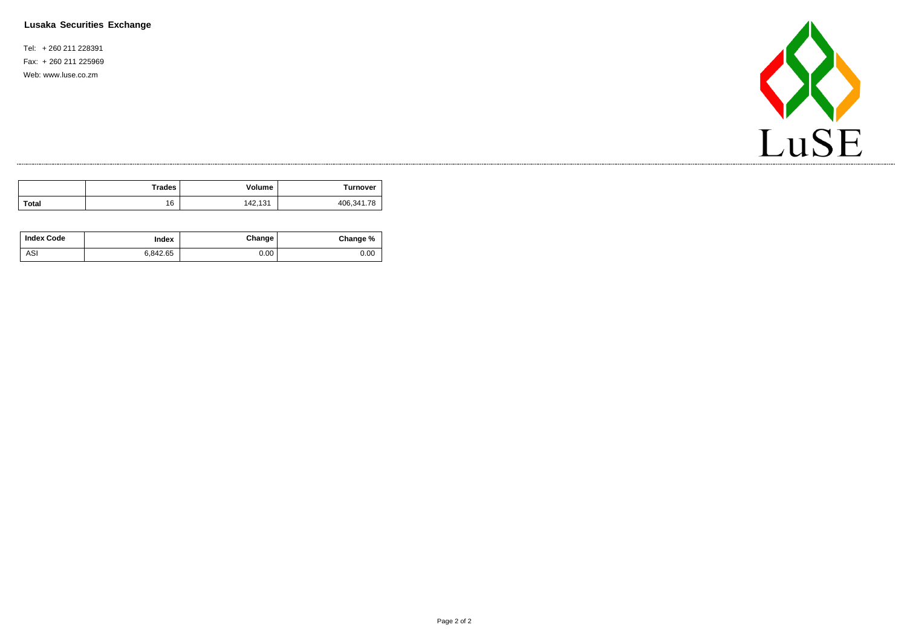**Lusaka Securities Exchange**

Tel: + 260 211 228391

Fax: + 260 211 225969

Web: www.luse.co.zm

LuSE

| | Trades | Volume | Turnover |
|---|---|---|---|
| Total | 16 | 142,131 | 406,341.78 |

| Index Code | Index | Change | Change % |
|---|---|---|---|
| ASI | 6,842.65 | 0.00 | 0.00 |